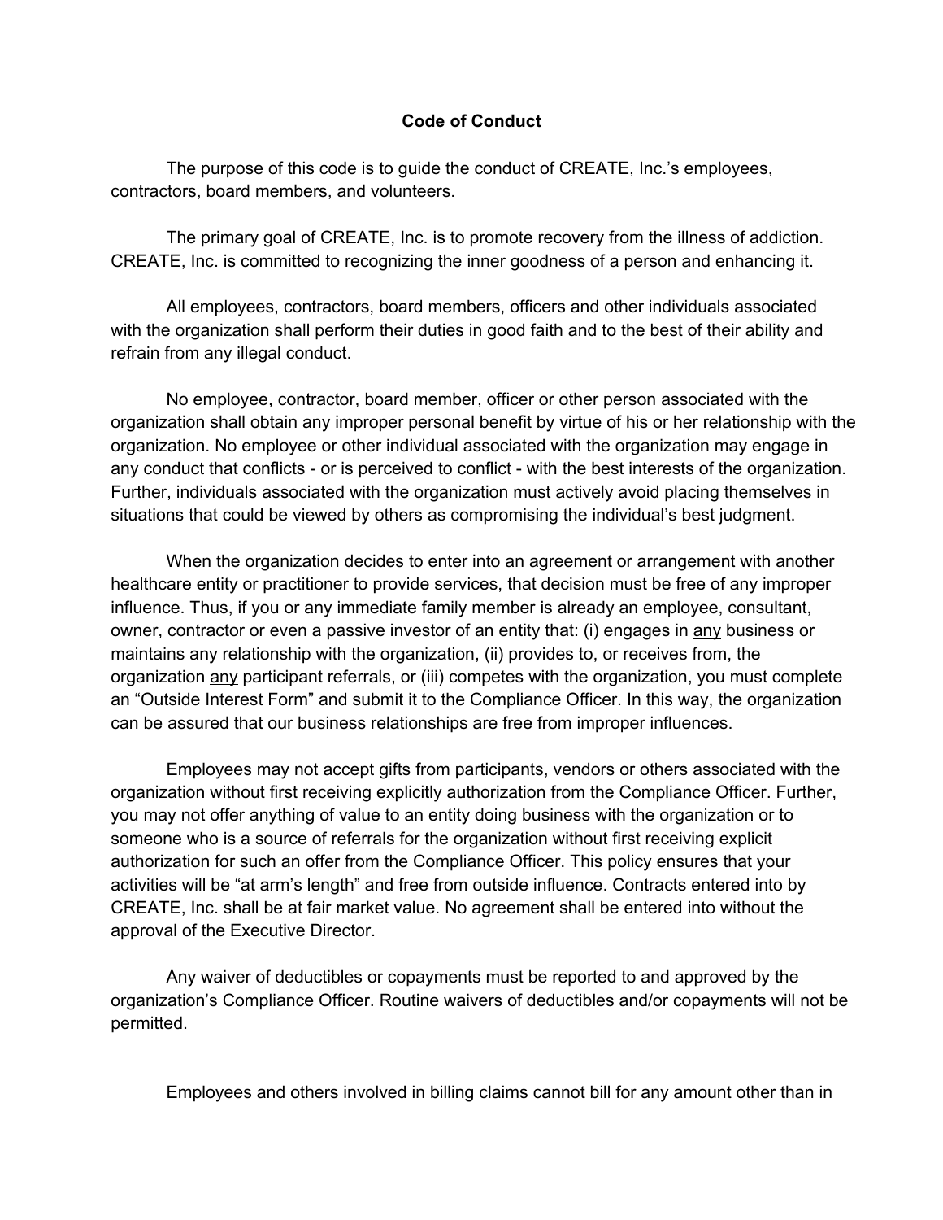# Code of Conduct

The purpose of this code is to guide the conduct of CREATE, Inc.'s employees, contractors, board members, and volunteers.

The primary goal of CREATE, Inc. is to promote recovery from the illness of addiction. CREATE, Inc. is committed to recognizing the inner goodness of a person and enhancing it.

All employees, contractors, board members, officers and other individuals associated with the organization shall perform their duties in good faith and to the best of their ability and refrain from any illegal conduct.

No employee, contractor, board member, officer or other person associated with the organization shall obtain any improper personal benefit by virtue of his or her relationship with the organization. No employee or other individual associated with the organization may engage in any conduct that conflicts - or is perceived to conflict - with the best interests of the organization. Further, individuals associated with the organization must actively avoid placing themselves in situations that could be viewed by others as compromising the individual's best judgment.

When the organization decides to enter into an agreement or arrangement with another healthcare entity or practitioner to provide services, that decision must be free of any improper influence. Thus, if you or any immediate family member is already an employee, consultant, owner, contractor or even a passive investor of an entity that: (i) engages in <u>any</u> business or maintains any relationship with the organization, (ii) provides to, or receives from, the organization <u>any</u> participant referrals, or (iii) competes with the organization, you must complete an "Outside Interest Form" and submit it to the Compliance Officer. In this way, the organization can be assured that our business relationships are free from improper influences.

Employees may not accept gifts from participants, vendors or others associated with the organization without first receiving explicitly authorization from the Compliance Officer. Further, you may not offer anything of value to an entity doing business with the organization or to someone who is a source of referrals for the organization without first receiving explicit authorization for such an offer from the Compliance Officer. This policy ensures that your activities will be "at arm's length" and free from outside influence. Contracts entered into by CREATE, Inc. shall be at fair market value. No agreement shall be entered into without the approval of the Executive Director.

Any waiver of deductibles or copayments must be reported to and approved by the organization's Compliance Officer. Routine waivers of deductibles and/or copayments will not be permitted.

Employees and others involved in billing claims cannot bill for any amount other than in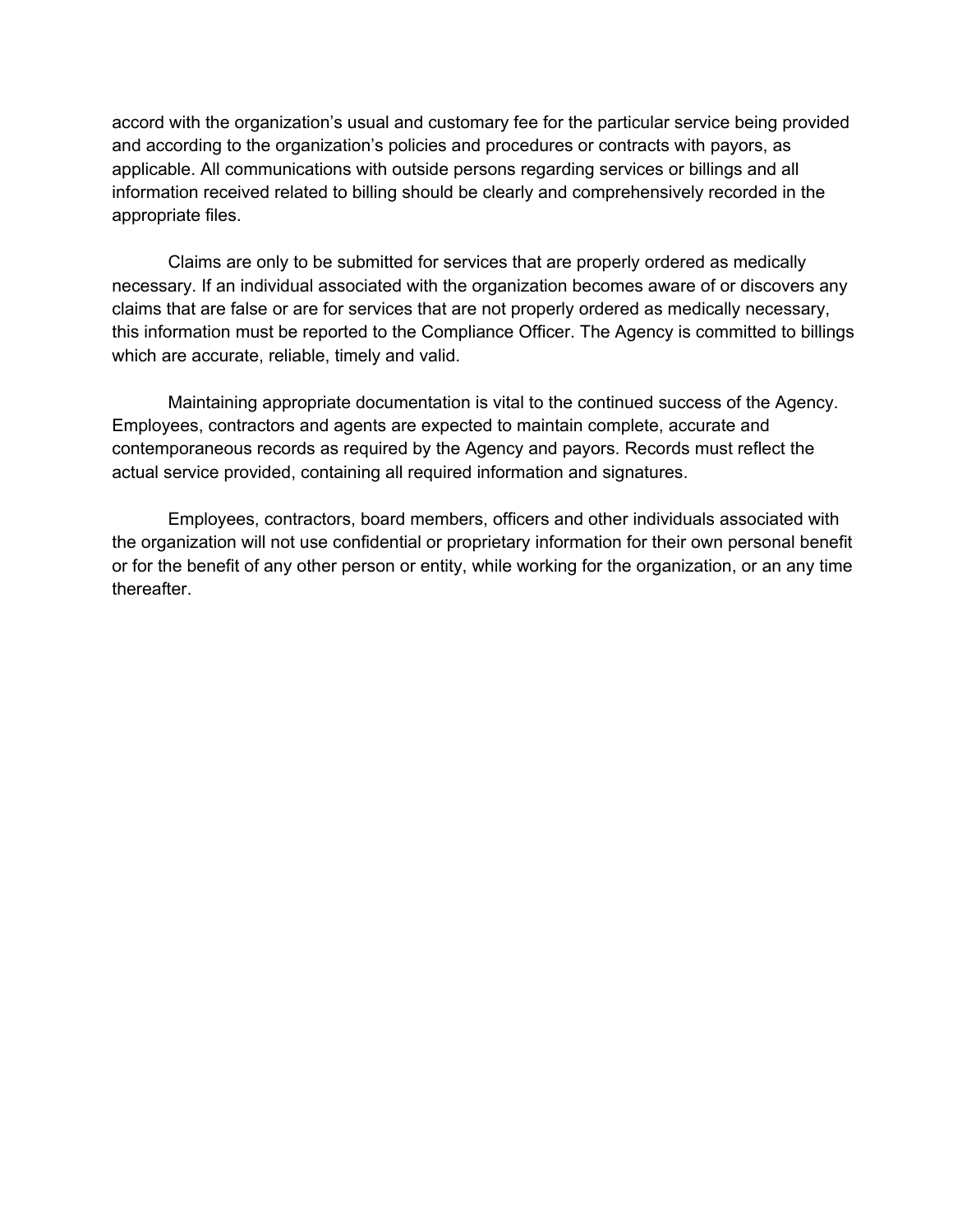accord with the organization's usual and customary fee for the particular service being provided and according to the organization's policies and procedures or contracts with payors, as applicable. All communications with outside persons regarding services or billings and all information received related to billing should be clearly and comprehensively recorded in the appropriate files.

Claims are only to be submitted for services that are properly ordered as medically necessary. If an individual associated with the organization becomes aware of or discovers any claims that are false or are for services that are not properly ordered as medically necessary, this information must be reported to the Compliance Officer. The Agency is committed to billings which are accurate, reliable, timely and valid.

Maintaining appropriate documentation is vital to the continued success of the Agency. Employees, contractors and agents are expected to maintain complete, accurate and contemporaneous records as required by the Agency and payors. Records must reflect the actual service provided, containing all required information and signatures.

Employees, contractors, board members, officers and other individuals associated with the organization will not use confidential or proprietary information for their own personal benefit or for the benefit of any other person or entity, while working for the organization, or an any time thereafter.